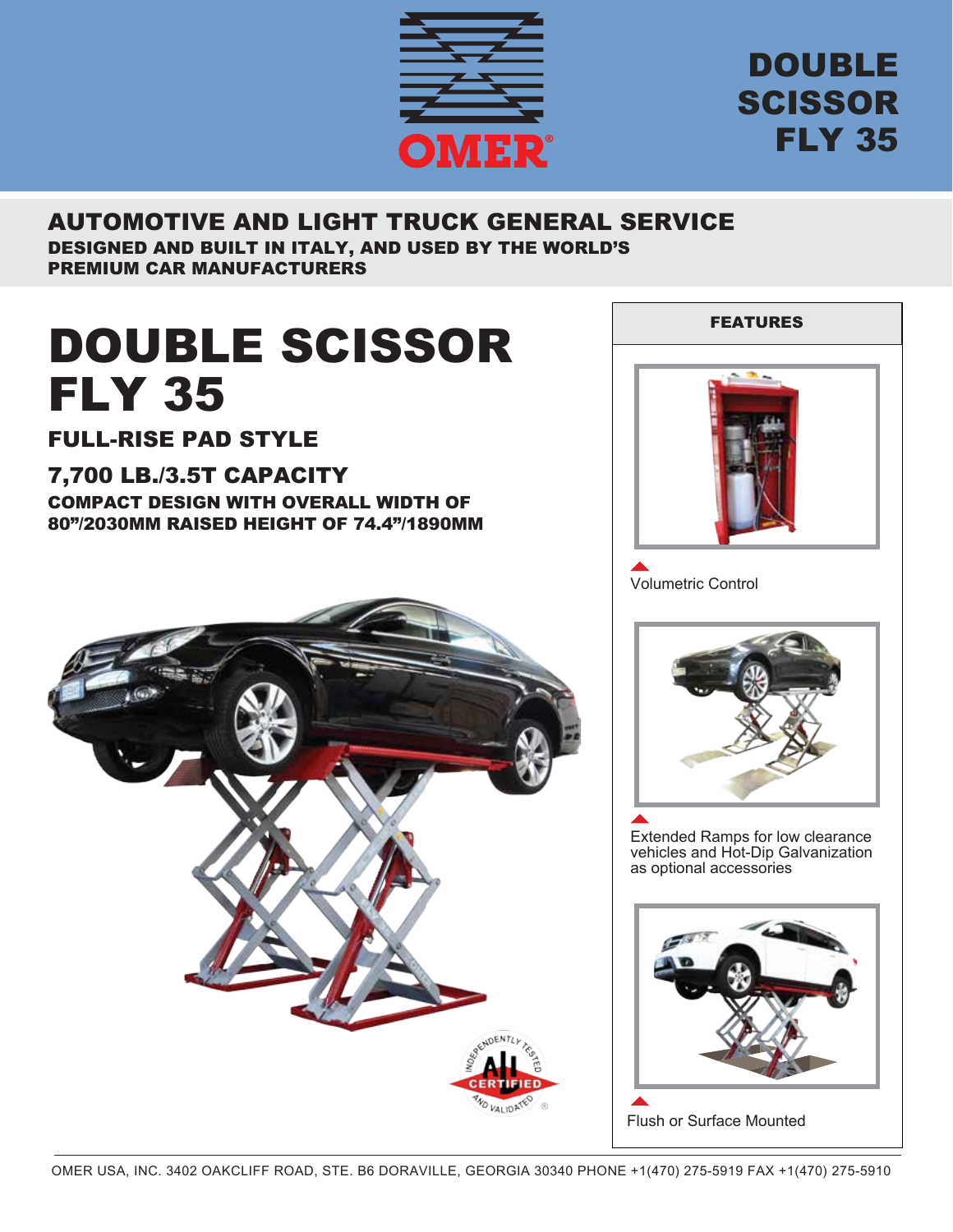# DOUBLE SCISSOR FLY 35

## AUTOMOTIVE AND LIGHT TRUCK GENERAL SERVICE

**DESIGNED AND BUILT IN ITALY, AND USED BY THE WORLD'S PREMIUM CAR MANUFACTURERS**

# DOUBLE SCISSOR FLY 35

### FULL-RISE PAD STYLE

### 7,700 LB./3.5T CAPACITY

**COMPACT DESIGN WITH OVERALL WIDTH OF 80"/2030MM RAISED HEIGHT OF 74.4"/1890MM**

## FEATURES

- Volumetric Control
- Extended Ramps for low clearance vehicles and Hot-Dip Galvanization as optional accessories
- Flush or Surface Mounted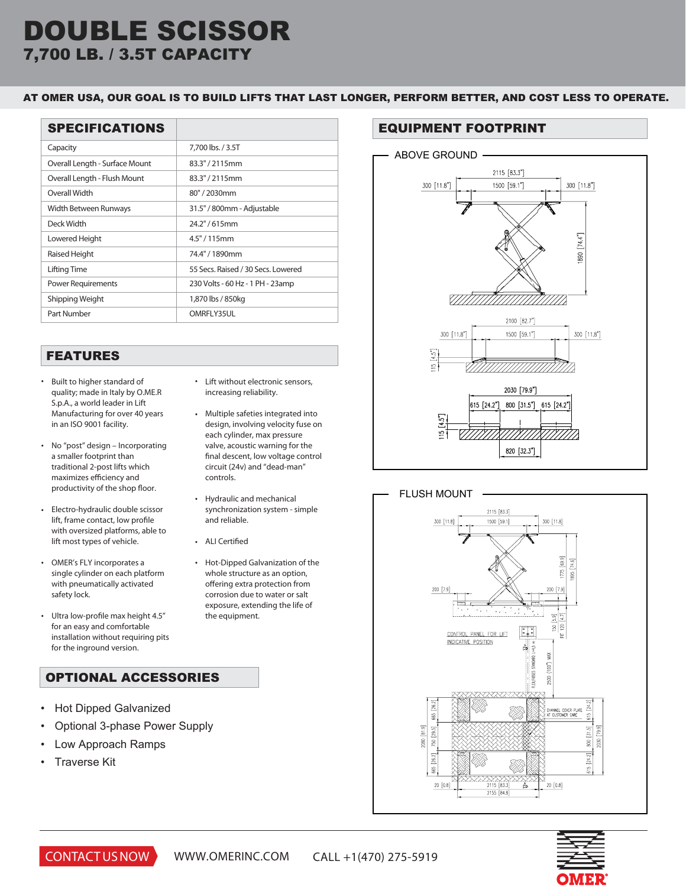# DOUBLE SCISSOR

## 7,700 LB. / 3.5T CAPACITY

**AT OMER USA, OUR GOAL IS TO BUILD LIFTS THAT LAST LONGER, PERFORM BETTER, AND COST LESS TO OPERATE.**

## SPECIFICATIONS

| | |
|---|---|
| Capacity | 7,700 lbs. / 3.5T |
| Overall Length - Surface Mount | 83.3" / 2115mm |
| Overall Length - Flush Mount | 83.3" / 2115mm |
| Overall Width | 80" / 2030mm |
| Width Between Runways | 31.5" / 800mm - Adjustable |
| Deck Width | 24.2" / 615mm |
| Lowered Height | 4.5" / 115mm |
| Raised Height | 74.4" / 1890mm |
| Lifting Time | 55 Secs. Raised / 30 Secs. Lowered |
| Power Requirements | 230 Volts - 60 Hz - 1 PH - 23amp |
| Shipping Weight | 1,870 lbs / 850kg |
| Part Number | OMRFLY35UL |

## FEATURES

- Built to higher standard of quality; made in Italy by O.ME.R S.p.A., a world leader in Lift Manufacturing for over 40 years in an ISO 9001 facility.
- No "post" design – Incorporating a smaller footprint than traditional 2-post lifts which maximizes efficiency and productivity of the shop floor.
- Electro-hydraulic double scissor lift, frame contact, low profile with oversized platforms, able to lift most types of vehicle.
- OMER's FLY incorporates a single cylinder on each platform with pneumatically activated safety lock.
- Ultra low-profile max height 4.5" for an easy and comfortable installation without requiring pits for the inground version.
- Lift without electronic sensors, increasing reliability.
- Multiple safeties integrated into design, involving velocity fuse on each cylinder, max pressure valve, acoustic warning for the final descent, low voltage control circuit (24v) and "dead-man" controls.
- Hydraulic and mechanical synchronization system - simple and reliable.
- ALI Certified
- Hot-Dipped Galvanization of the whole structure as an option, offering extra protection from corrosion due to water or salt exposure, extending the life of the equipment.

## OPTIONAL ACCESSORIES

- Hot Dipped Galvanized
- Optional 3-phase Power Supply
- Low Approach Ramps
- Traverse Kit

## EQUIPMENT FOOTPRINT

ABOVE GROUND

2115 [83.3"]
300 [11.8"]
1500 [59.1"]
300 [11.8"]
1890 [74.4"]
2100 [82.7"]
300 [11.8"]
1500 [59.1"]
300 [11.8"]
115 [4.5"]
2030 [79.9"]
615 [24.2"]
800 [31.5"]
615 [24.2"]
115 [4.5"]
820 [32.3"]

FLUSH MOUNT

2115 [83.3]
300 [11.8]
1500 [59.1]
300 [11.8]
1775 [69.9]
1895 [74.6]
200 [7.9]
200 [7.9]
150 [5.9]
FIT 120 [4.7]
CONTROL PANEL FOR LIFT
INDICATIVE POSITION
FLEXI/HOSES STANDARD L=4.5 m
2500 [100"] MAX
CHANNEL COVER PLATE
AT CUSTOMER CARE
665 [26.2]
750 [29.5]
665 [26.2]
2080 [81.9]
615 [24.2]
800 [31.5]
615 [24.2]
2030 [79.9]
20 [0.8]
2115 [83.3]
2155 [84.8]
20 [0.8]

CONTACT US NOW WWW.OMERINC.COM CALL +1(470) 275-5919

OMER